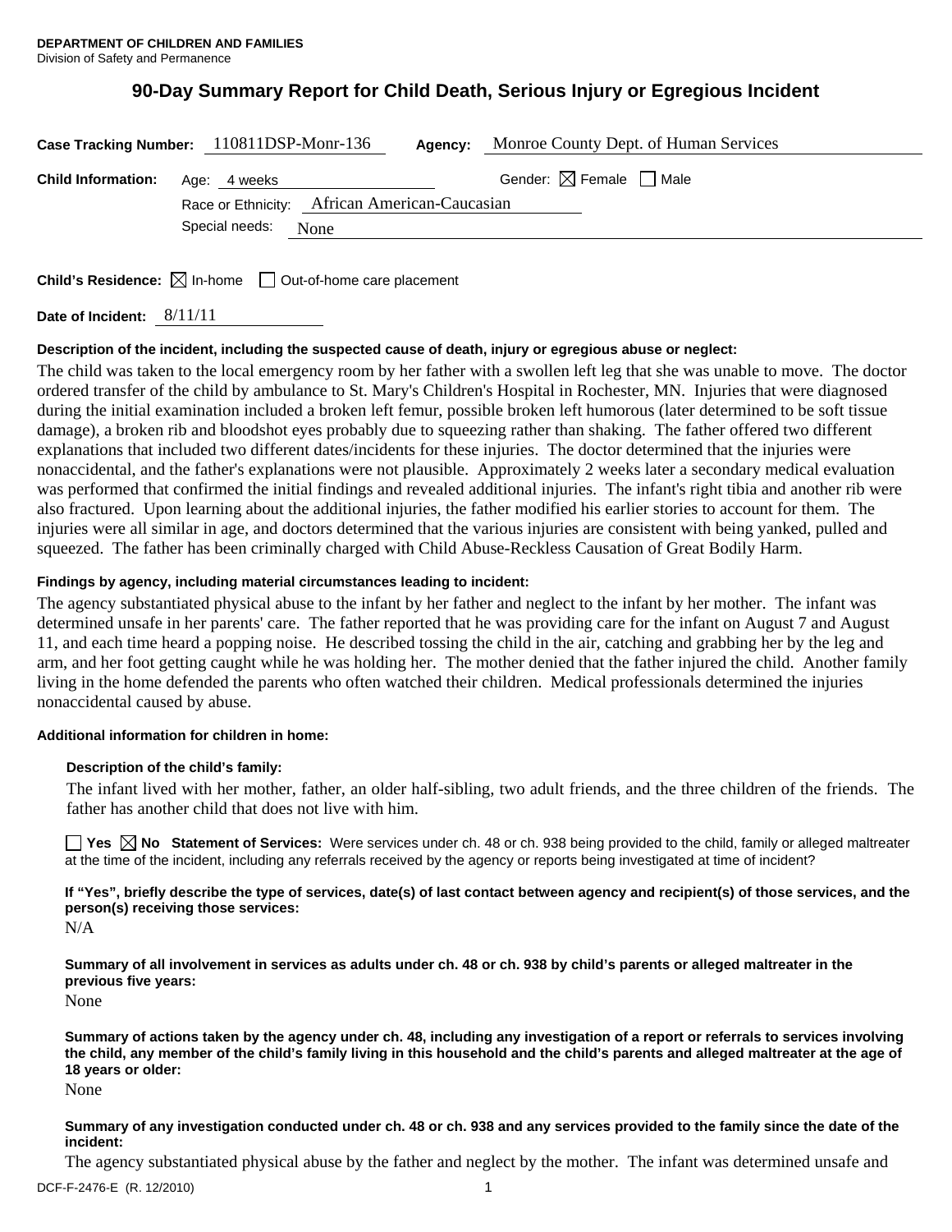**DEPARTMENT OF CHILDREN AND FAMILIES**
Division of Safety and Permanence

# 90-Day Summary Report for Child Death, Serious Injury or Egregious Incident

**Case Tracking Number:** 110811DSP-Monr-136 **Agency:** Monroe County Dept. of Human Services

**Child Information:** Age: 4 weeks Gender: ☒ Female ☐ Male

Race or Ethnicity: African American-Caucasian

Special needs: None

**Child's Residence:** ☒ In-home ☐ Out-of-home care placement

**Date of Incident:** 8/11/11

**Description of the incident, including the suspected cause of death, injury or egregious abuse or neglect:**

The child was taken to the local emergency room by her father with a swollen left leg that she was unable to move. The doctor ordered transfer of the child by ambulance to St. Mary's Children's Hospital in Rochester, MN. Injuries that were diagnosed during the initial examination included a broken left femur, possible broken left humorous (later determined to be soft tissue damage), a broken rib and bloodshot eyes probably due to squeezing rather than shaking. The father offered two different explanations that included two different dates/incidents for these injuries. The doctor determined that the injuries were nonaccidental, and the father's explanations were not plausible. Approximately 2 weeks later a secondary medical evaluation was performed that confirmed the initial findings and revealed additional injuries. The infant's right tibia and another rib were also fractured. Upon learning about the additional injuries, the father modified his earlier stories to account for them. The injuries were all similar in age, and doctors determined that the various injuries are consistent with being yanked, pulled and squeezed. The father has been criminally charged with Child Abuse-Reckless Causation of Great Bodily Harm.

**Findings by agency, including material circumstances leading to incident:**

The agency substantiated physical abuse to the infant by her father and neglect to the infant by her mother. The infant was determined unsafe in her parents' care. The father reported that he was providing care for the infant on August 7 and August 11, and each time heard a popping noise. He described tossing the child in the air, catching and grabbing her by the leg and arm, and her foot getting caught while he was holding her. The mother denied that the father injured the child. Another family living in the home defended the parents who often watched their children. Medical professionals determined the injuries nonaccidental caused by abuse.

**Additional information for children in home:**

**Description of the child's family:**

The infant lived with her mother, father, an older half-sibling, two adult friends, and the three children of the friends. The father has another child that does not live with him.

☐ **Yes** ☒ **No Statement of Services:** Were services under ch. 48 or ch. 938 being provided to the child, family or alleged maltreater at the time of the incident, including any referrals received by the agency or reports being investigated at time of incident?

**If "Yes", briefly describe the type of services, date(s) of last contact between agency and recipient(s) of those services, and the person(s) receiving those services:**

N/A

**Summary of all involvement in services as adults under ch. 48 or ch. 938 by child's parents or alleged maltreater in the previous five years:**

None

**Summary of actions taken by the agency under ch. 48, including any investigation of a report or referrals to services involving the child, any member of the child's family living in this household and the child's parents and alleged maltreater at the age of 18 years or older:**

None

**Summary of any investigation conducted under ch. 48 or ch. 938 and any services provided to the family since the date of the incident:**

The agency substantiated physical abuse by the father and neglect by the mother. The infant was determined unsafe and

DCF-F-2476-E (R. 12/2010)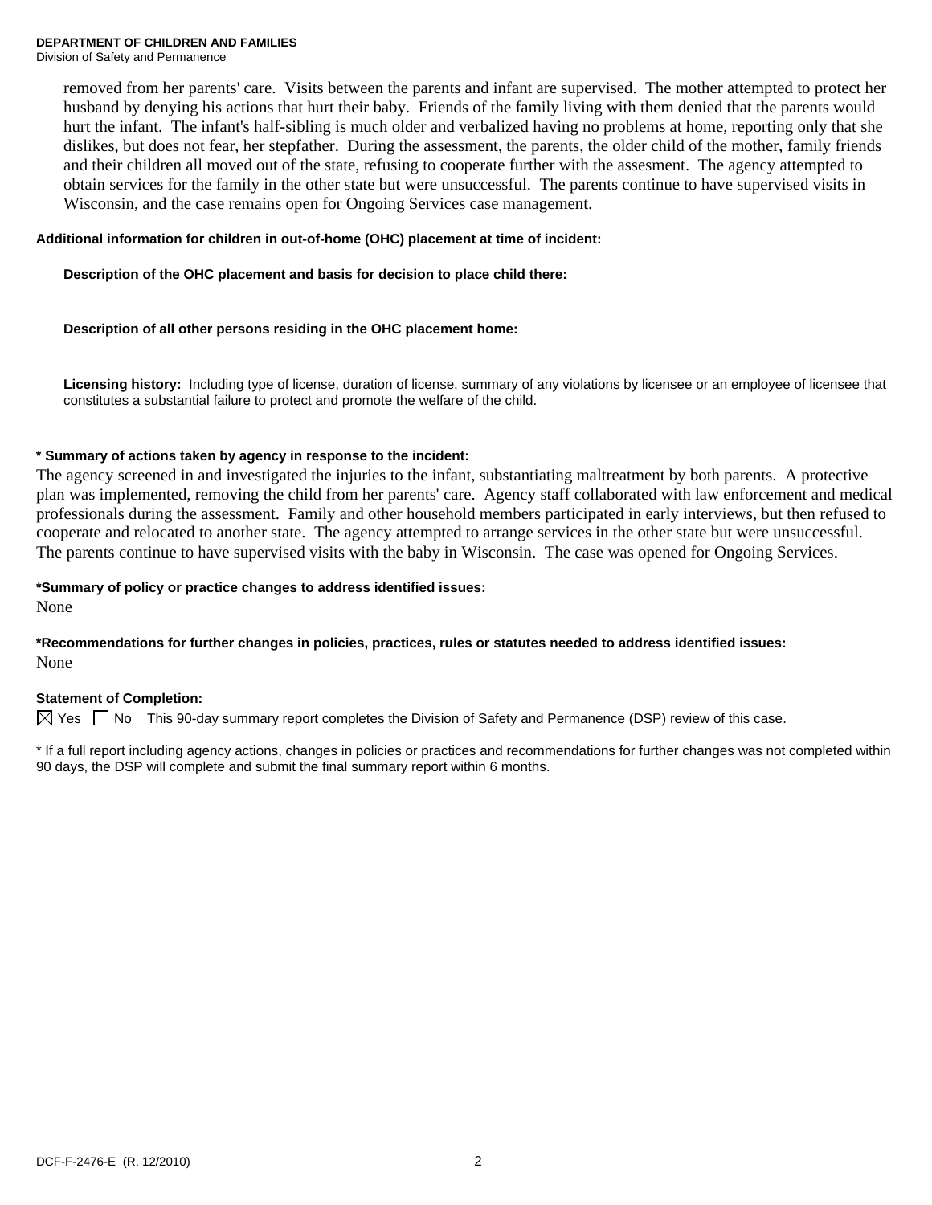removed from her parents' care. Visits between the parents and infant are supervised. The mother attempted to protect her husband by denying his actions that hurt their baby. Friends of the family living with them denied that the parents would hurt the infant. The infant's half-sibling is much older and verbalized having no problems at home, reporting only that she dislikes, but does not fear, her stepfather. During the assessment, the parents, the older child of the mother, family friends and their children all moved out of the state, refusing to cooperate further with the assesment. The agency attempted to obtain services for the family in the other state but were unsuccessful. The parents continue to have supervised visits in Wisconsin, and the case remains open for Ongoing Services case management.

**Additional information for children in out-of-home (OHC) placement at time of incident:**

**Description of the OHC placement and basis for decision to place child there:**

**Description of all other persons residing in the OHC placement home:**

**Licensing history:** Including type of license, duration of license, summary of any violations by licensee or an employee of licensee that constitutes a substantial failure to protect and promote the welfare of the child.

**\* Summary of actions taken by agency in response to the incident:**

The agency screened in and investigated the injuries to the infant, substantiating maltreatment by both parents. A protective plan was implemented, removing the child from her parents' care. Agency staff collaborated with law enforcement and medical professionals during the assessment. Family and other household members participated in early interviews, but then refused to cooperate and relocated to another state. The agency attempted to arrange services in the other state but were unsuccessful. The parents continue to have supervised visits with the baby in Wisconsin. The case was opened for Ongoing Services.

**\*Summary of policy or practice changes to address identified issues:**

None

**\*Recommendations for further changes in policies, practices, rules or statutes needed to address identified issues:**

None

**Statement of Completion:**

☒ Yes ☐ No This 90-day summary report completes the Division of Safety and Permanence (DSP) review of this case.

\* If a full report including agency actions, changes in policies or practices and recommendations for further changes was not completed within 90 days, the DSP will complete and submit the final summary report within 6 months.